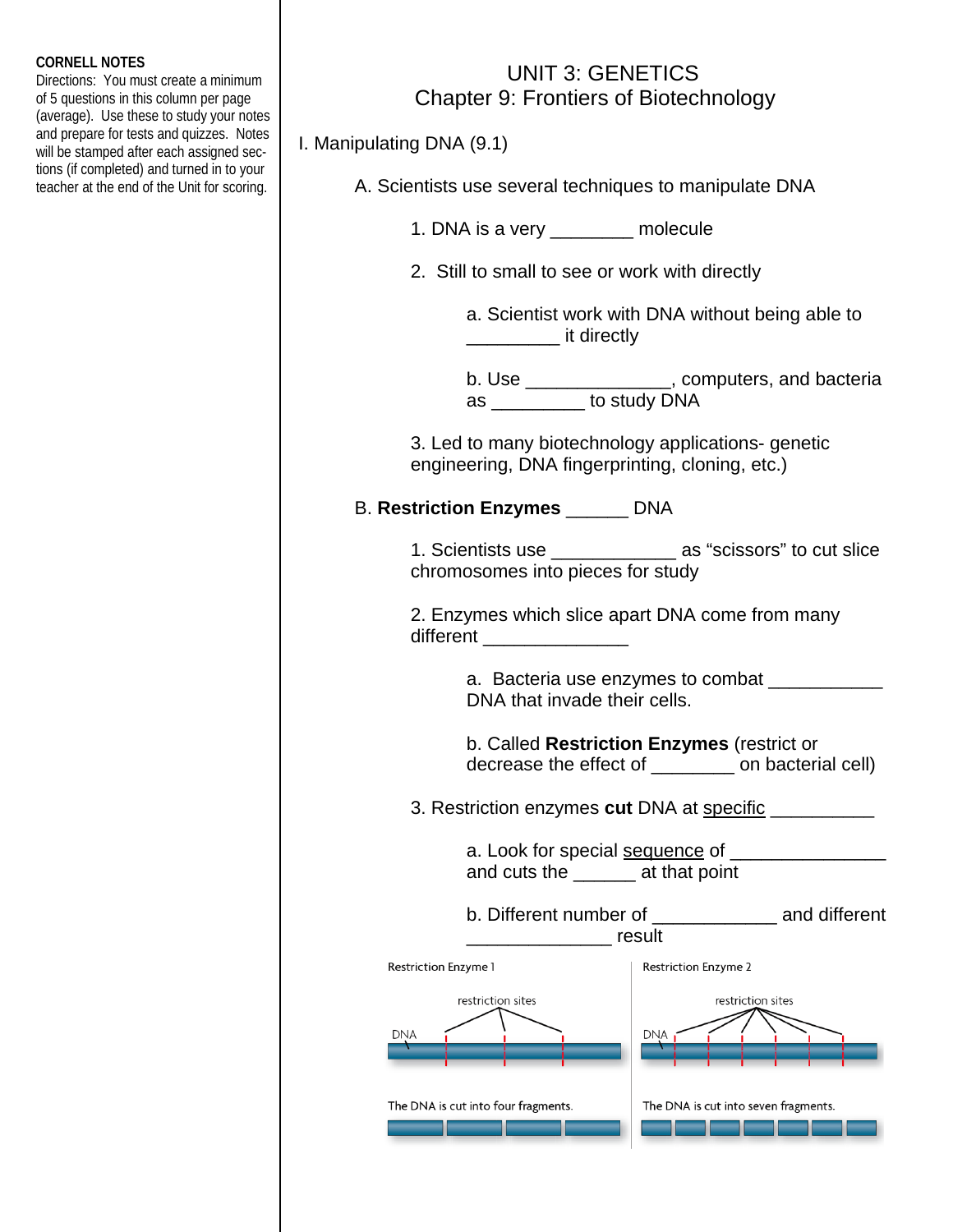**CORNELL NOTES**
Directions: You must create a minimum of 5 questions in this column per page (average). Use these to study your notes and prepare for tests and quizzes. Notes will be stamped after each assigned sections (if completed) and turned in to your teacher at the end of the Unit for scoring.

# UNIT 3: GENETICS
## Chapter 9: Frontiers of Biotechnology

I. Manipulating DNA (9.1)

A. Scientists use several techniques to manipulate DNA

1. DNA is a very ________ molecule

2. Still to small to see or work with directly

a. Scientist work with DNA without being able to _________ it directly

b. Use ______________, computers, and bacteria as _________ to study DNA

3. Led to many biotechnology applications- genetic engineering, DNA fingerprinting, cloning, etc.)

B. **Restriction Enzymes** ______ DNA

1. Scientists use ____________ as "scissors" to cut slice chromosomes into pieces for study

2. Enzymes which slice apart DNA come from many different ______________

a. Bacteria use enzymes to combat ___________ DNA that invade their cells.

b. Called **Restriction Enzymes** (restrict or decrease the effect of ________ on bacterial cell)

3. Restriction enzymes **cut** DNA at specific __________

a. Look for special sequence of _______________ and cuts the ______ at that point

b. Different number of ____________ and different ______________ result

Restriction Enzyme 1

restriction sites

DNA

The DNA is cut into four fragments.

Restriction Enzyme 2

restriction sites

DNA

The DNA is cut into seven fragments.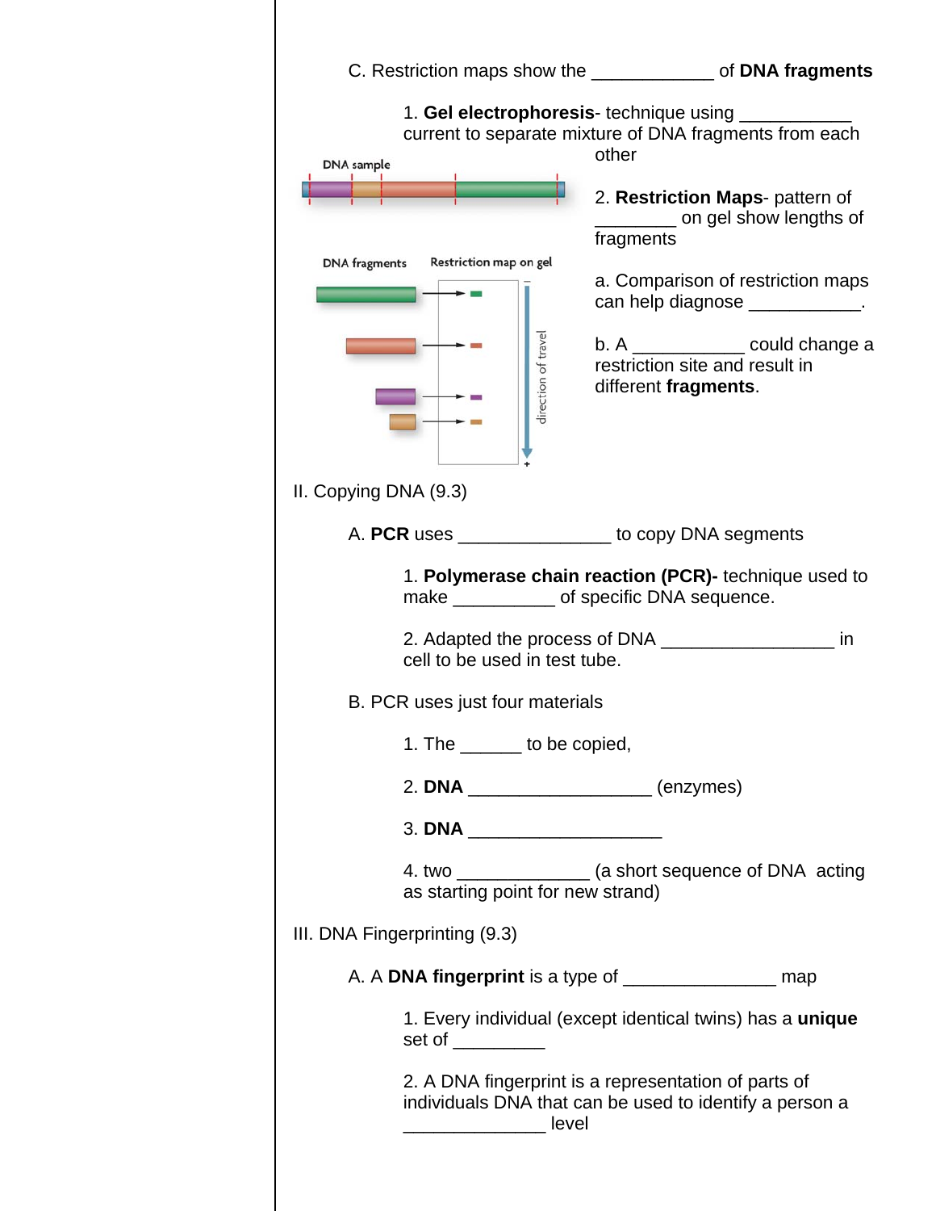C. Restriction maps show the ____________ of **DNA fragments**

1. **Gel electrophoresis**- technique using ___________ current to separate mixture of DNA fragments from each other

2. **Restriction Maps**- pattern of ________ on gel show lengths of fragments

a. Comparison of restriction maps can help diagnose ___________.

b. A ___________ could change a restriction site and result in different **fragments**.

II. Copying DNA (9.3)

A. **PCR** uses _______________ to copy DNA segments

1. **Polymerase chain reaction (PCR)-** technique used to make __________ of specific DNA sequence.

2. Adapted the process of DNA _________________ in cell to be used in test tube.

B. PCR uses just four materials

1. The ______ to be copied,

2. **DNA** __________________ (enzymes)

3. **DNA** ___________________

4. two _____________ (a short sequence of DNA acting as starting point for new strand)

III. DNA Fingerprinting (9.3)

A. A **DNA fingerprint** is a type of _______________ map

1. Every individual (except identical twins) has a **unique** set of _________

2. A DNA fingerprint is a representation of parts of individuals DNA that can be used to identify a person a ______________ level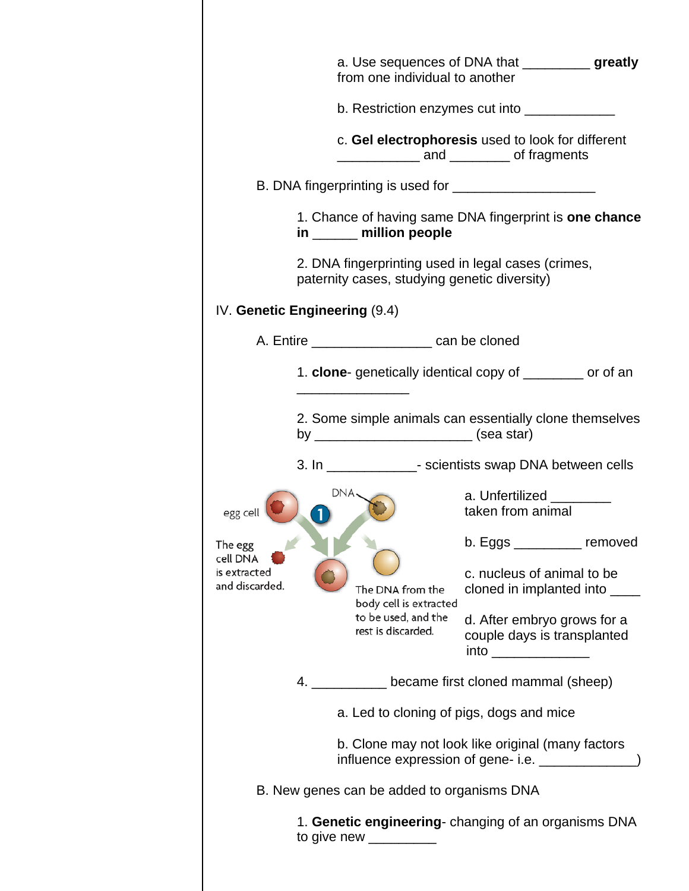a. Use sequences of DNA that _________ **greatly** from one individual to another

b. Restriction enzymes cut into ____________

c. **Gel electrophoresis** used to look for different ___________ and ________ of fragments

B. DNA fingerprinting is used for ___________________

1. Chance of having same DNA fingerprint is **one chance in** ______ **million people**

2. DNA fingerprinting used in legal cases (crimes, paternity cases, studying genetic diversity)

IV. **Genetic Engineering** (9.4)

A. Entire ________________ can be cloned

1. **clone**- genetically identical copy of ________ or of an _______________

2. Some simple animals can essentially clone themselves by _____________________ (sea star)

3. In ____________- scientists swap DNA between cells

egg cell

DNA

The egg cell DNA is extracted and discarded.

The DNA from the body cell is extracted to be used, and the rest is discarded.

a. Unfertilized ________ taken from animal

b. Eggs _________ removed

c. nucleus of animal to be cloned in implanted into ____

d. After embryo grows for a couple days is transplanted into _____________

4. __________ became first cloned mammal (sheep)

a. Led to cloning of pigs, dogs and mice

b. Clone may not look like original (many factors influence expression of gene- i.e. _____________)

B. New genes can be added to organisms DNA

1. **Genetic engineering**- changing of an organisms DNA to give new _________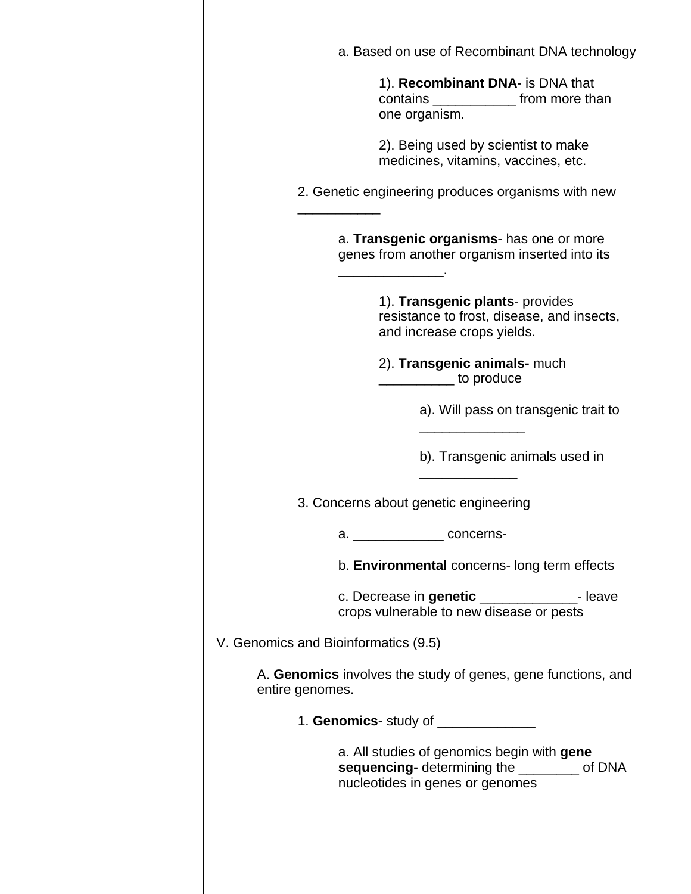- a. Based on use of Recombinant DNA technology
    - 1). **Recombinant DNA**- is DNA that contains ___________ from more than one organism.
    - 2). Being used by scientist to make medicines, vitamins, vaccines, etc.

2. Genetic engineering produces organisms with new ___________
    - a. **Transgenic organisms**- has one or more genes from another organism inserted into its ______________.
        - 1). **Transgenic plants**- provides resistance to frost, disease, and insects, and increase crops yields.
        - 2). **Transgenic animals-** much __________ to produce
            - a). Will pass on transgenic trait to ______________
            - b). Transgenic animals used in _____________

3. Concerns about genetic engineering
    - a. ____________ concerns-
    - b. **Environmental** concerns- long term effects
    - c. Decrease in **genetic** _____________- leave crops vulnerable to new disease or pests

V. Genomics and Bioinformatics (9.5)

A. **Genomics** involves the study of genes, gene functions, and entire genomes.

1. **Genomics**- study of _____________
    - a. All studies of genomics begin with **gene sequencing-** determining the ________ of DNA nucleotides in genes or genomes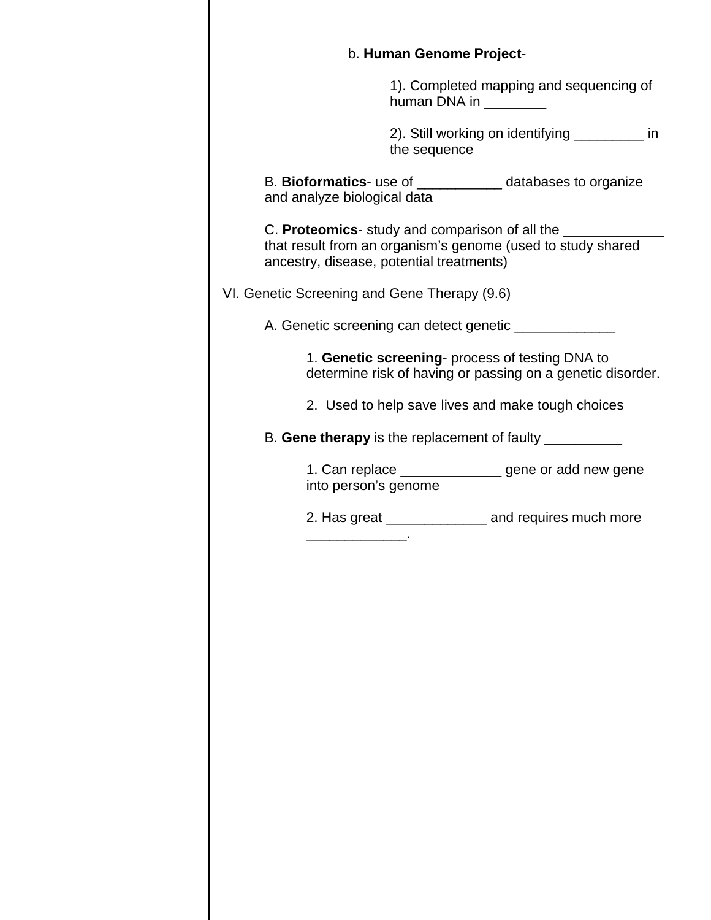b. **Human Genome Project**-

1). Completed mapping and sequencing of human DNA in ________

2). Still working on identifying _________ in the sequence

B. **Bioformatics**- use of ___________ databases to organize and analyze biological data

C. **Proteomics**- study and comparison of all the _____________ that result from an organism's genome (used to study shared ancestry, disease, potential treatments)

VI. Genetic Screening and Gene Therapy (9.6)

A. Genetic screening can detect genetic _____________

1. **Genetic screening**- process of testing DNA to determine risk of having or passing on a genetic disorder.

2. Used to help save lives and make tough choices

B. **Gene therapy** is the replacement of faulty __________

1. Can replace _____________ gene or add new gene into person's genome

2. Has great _____________ and requires much more _____________.